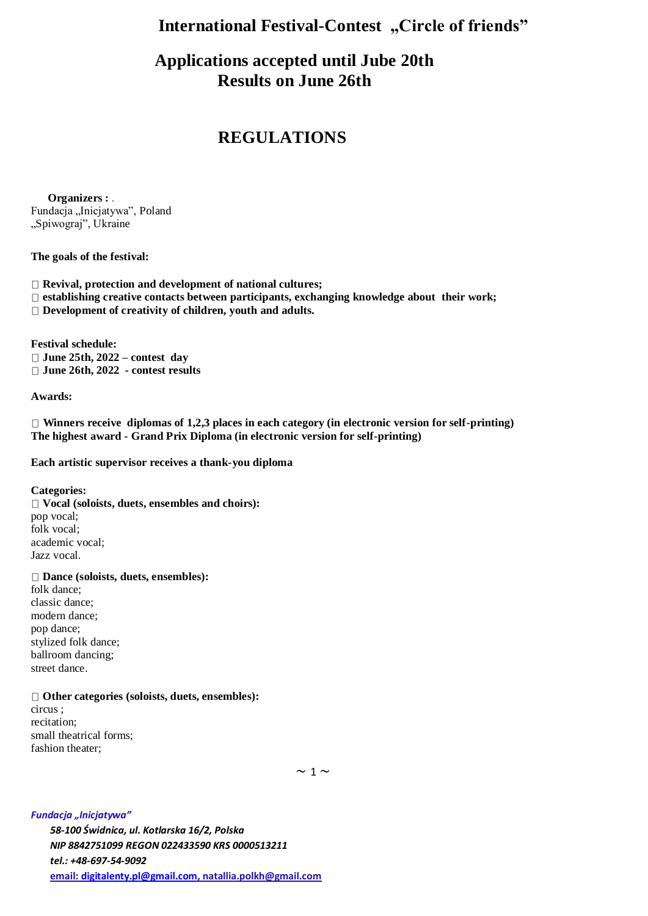# International Festival-Contest „Circle of friends"

## Applications accepted until Jube 20th
## Results on June 26th

## REGULATIONS

**Organizers :** .
Fundacja „Inicjatywa", Poland
„Spiwograj", Ukraine

**The goals of the festival:**

- **Revival, protection and development of national cultures;**
- **establishing creative contacts between participants, exchanging knowledge about their work;**
- **Development of creativity of children, youth and adults.**

**Festival schedule:**
- **June 25th, 2022 – contest day**
- **June 26th, 2022 - contest results**

**Awards:**

- **Winners receive diplomas of 1,2,3 places in each category (in electronic version for self-printing)**
**The highest award - Grand Prix Diploma (in electronic version for self-printing)**

**Each artistic supervisor receives a thank-you diploma**

**Categories:**
- **Vocal (soloists, duets, ensembles and choirs):**
pop vocal;
folk vocal;
academic vocal;
Jazz vocal.

- **Dance (soloists, duets, ensembles):**
folk dance;
classic dance;
modern dance;
pop dance;
stylized folk dance;
ballroom dancing;
street dance.

- **Other categories (soloists, duets, ensembles):**
circus ;
recitation;
small theatrical forms;
fashion theater;

*Fundacja „Inicjatywa"*
*58-100 Świdnica, ul. Kotlarska 16/2, Polska*
*NIP 8842751099 REGON 022433590 KRS 0000513211*
*tel.: +48-697-54-9092*
email: digitalenty.pl@gmail.com, natallia.polkh@gmail.com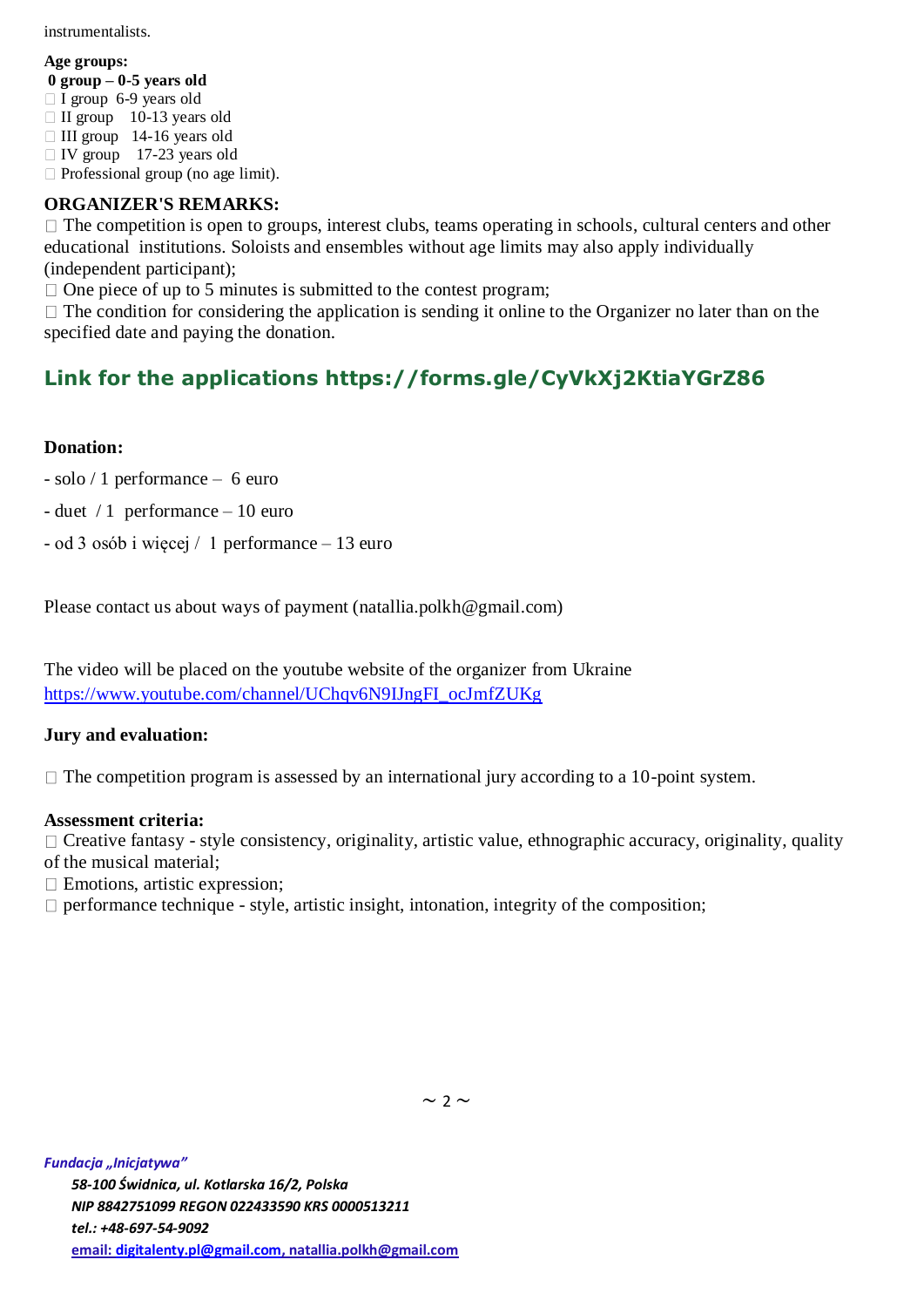instrumentalists.

**Age groups:**

**0 group – 0-5 years old**

- I group 6-9 years old
- II group 10-13 years old
- III group 14-16 years old
- IV group 17-23 years old
- Professional group (no age limit).

**ORGANIZER'S REMARKS:**

- The competition is open to groups, interest clubs, teams operating in schools, cultural centers and other educational institutions. Soloists and ensembles without age limits may also apply individually (independent participant);
- One piece of up to 5 minutes is submitted to the contest program;
- The condition for considering the application is sending it online to the Organizer no later than on the specified date and paying the donation.

## Link for the applications https://forms.gle/CyVkXj2KtiaYGrZ86

**Donation:**

- solo / 1 performance – 6 euro

- duet / 1 performance – 10 euro

- od 3 osób i więcej / 1 performance – 13 euro

Please contact us about ways of payment (natallia.polkh@gmail.com)

The video will be placed on the youtube website of the organizer from Ukraine
https://www.youtube.com/channel/UChqv6N9IJngFI_ocJmfZUKg

**Jury and evaluation:**

- The competition program is assessed by an international jury according to a 10-point system.

**Assessment criteria:**

- Creative fantasy - style consistency, originality, artistic value, ethnographic accuracy, originality, quality of the musical material;
- Emotions, artistic expression;
- performance technique - style, artistic insight, intonation, integrity of the composition;

*Fundacja „Inicjatywa"*
***58-100 Świdnica, ul. Kotlarska 16/2, Polska***
***NIP 8842751099 REGON 022433590 KRS 0000513211***
***tel.: +48-697-54-9092***
***email: digitalenty.pl@gmail.com, natallia.polkh@gmail.com***